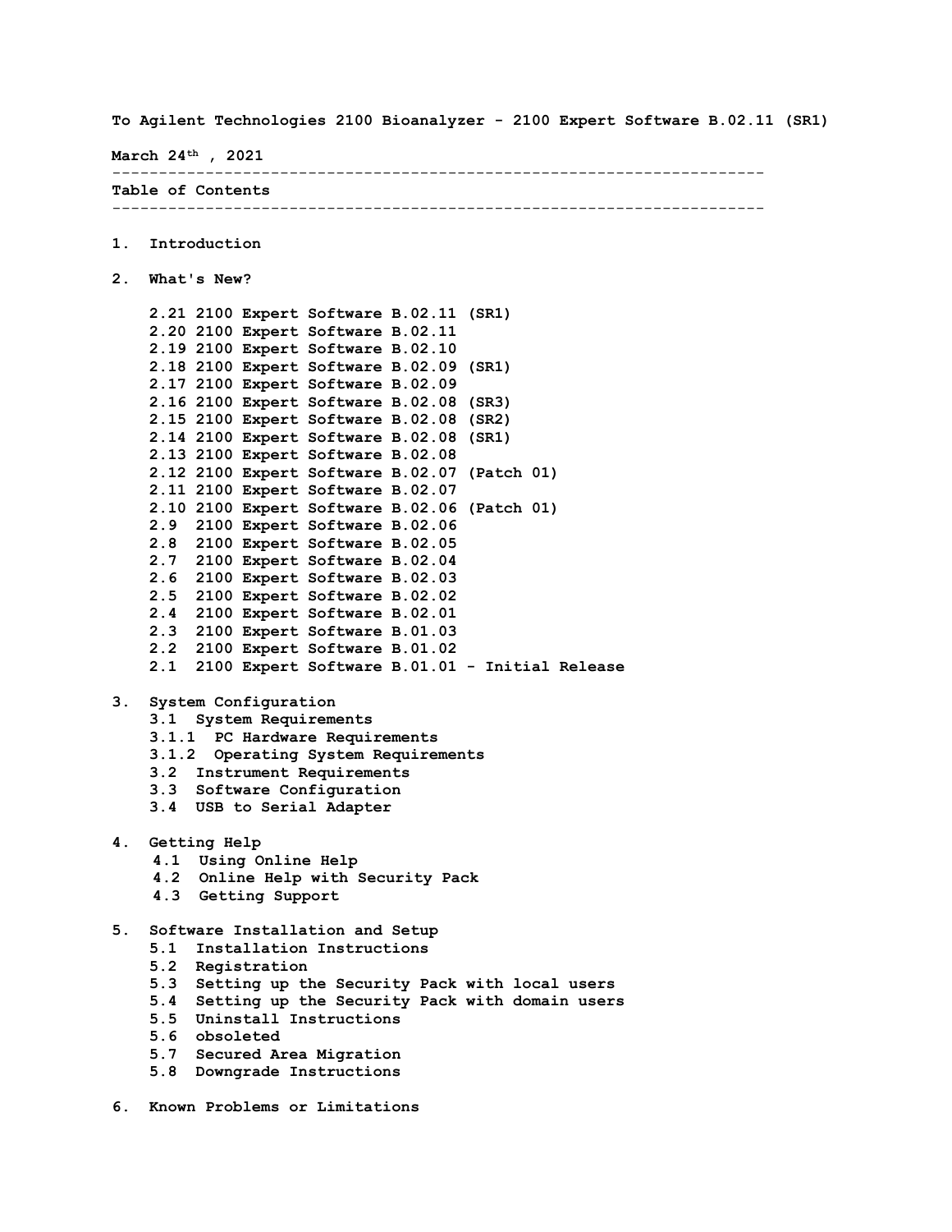**To Agilent Technologies 2100 Bioanalyzer - 2100 Expert Software B.02.11 (SR1)**

**March 24th , 2021**

---

**Table of Contents**

---

1. Introduction

2. What's New?

    - 2.21 2100 Expert Software B.02.11 (SR1)
    - 2.20 2100 Expert Software B.02.11
    - 2.19 2100 Expert Software B.02.10
    - 2.18 2100 Expert Software B.02.09 (SR1)
    - 2.17 2100 Expert Software B.02.09
    - 2.16 2100 Expert Software B.02.08 (SR3)
    - 2.15 2100 Expert Software B.02.08 (SR2)
    - 2.14 2100 Expert Software B.02.08 (SR1)
    - 2.13 2100 Expert Software B.02.08
    - 2.12 2100 Expert Software B.02.07 (Patch 01)
    - 2.11 2100 Expert Software B.02.07
    - 2.10 2100 Expert Software B.02.06 (Patch 01)
    - 2.9 2100 Expert Software B.02.06
    - 2.8 2100 Expert Software B.02.05
    - 2.7 2100 Expert Software B.02.04
    - 2.6 2100 Expert Software B.02.03
    - 2.5 2100 Expert Software B.02.02
    - 2.4 2100 Expert Software B.02.01
    - 2.3 2100 Expert Software B.01.03
    - 2.2 2100 Expert Software B.01.02
    - 2.1 2100 Expert Software B.01.01 - Initial Release

3. System Configuration
    - 3.1 System Requirements
    - 3.1.1 PC Hardware Requirements
    - 3.1.2 Operating System Requirements
    - 3.2 Instrument Requirements
    - 3.3 Software Configuration
    - 3.4 USB to Serial Adapter

4. Getting Help
    - 4.1 Using Online Help
    - 4.2 Online Help with Security Pack
    - 4.3 Getting Support

5. Software Installation and Setup
    - 5.1 Installation Instructions
    - 5.2 Registration
    - 5.3 Setting up the Security Pack with local users
    - 5.4 Setting up the Security Pack with domain users
    - 5.5 Uninstall Instructions
    - 5.6 obsoleted
    - 5.7 Secured Area Migration
    - 5.8 Downgrade Instructions

6. Known Problems or Limitations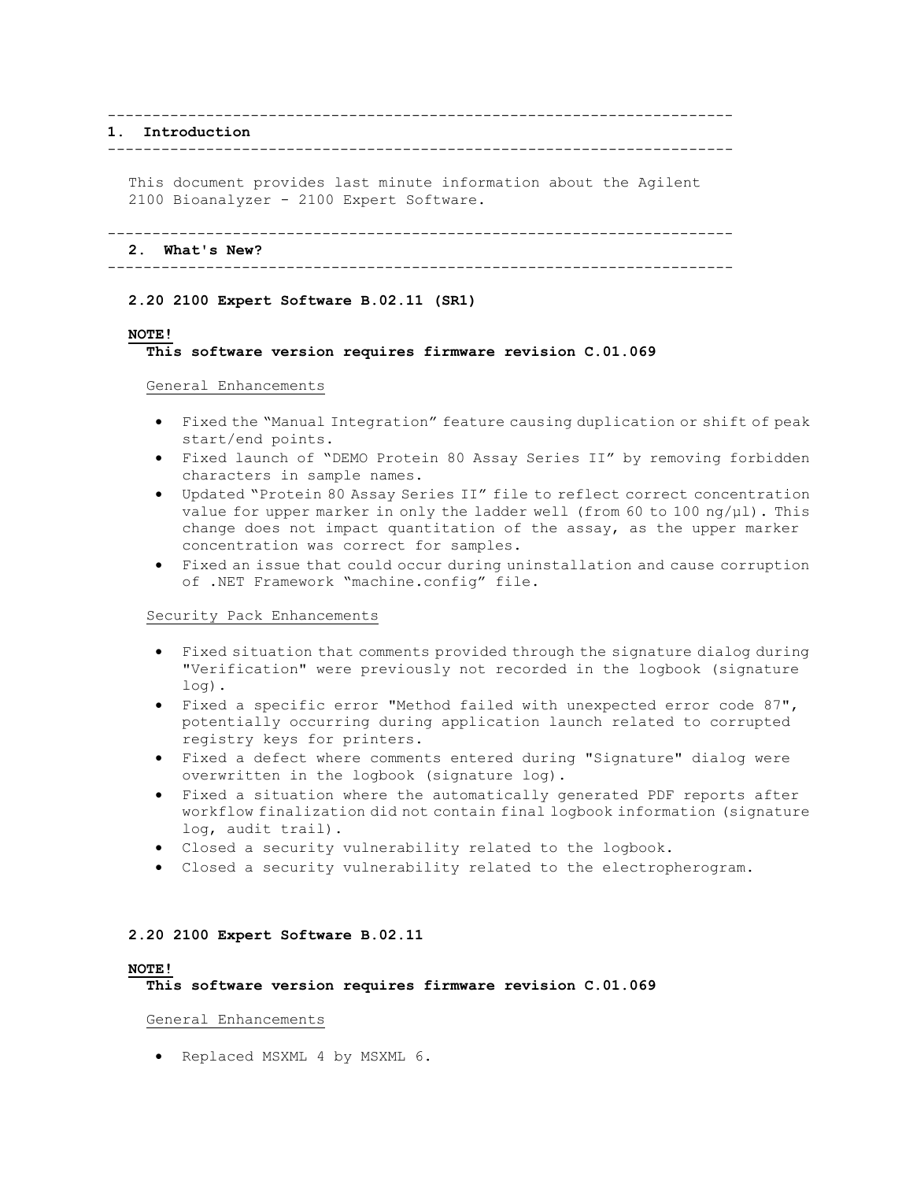## 1. Introduction

This document provides last minute information about the Agilent 2100 Bioanalyzer - 2100 Expert Software.

## 2. What's New?

### 2.20 2100 Expert Software B.02.11 (SR1)

**NOTE!**
**This software version requires firmware revision C.01.069**

General Enhancements

- Fixed the "Manual Integration" feature causing duplication or shift of peak start/end points.
- Fixed launch of "DEMO Protein 80 Assay Series II" by removing forbidden characters in sample names.
- Updated "Protein 80 Assay Series II" file to reflect correct concentration value for upper marker in only the ladder well (from 60 to 100 ng/µl). This change does not impact quantitation of the assay, as the upper marker concentration was correct for samples.
- Fixed an issue that could occur during uninstallation and cause corruption of .NET Framework "machine.config" file.

Security Pack Enhancements

- Fixed situation that comments provided through the signature dialog during "Verification" were previously not recorded in the logbook (signature log).
- Fixed a specific error "Method failed with unexpected error code 87", potentially occurring during application launch related to corrupted registry keys for printers.
- Fixed a defect where comments entered during "Signature" dialog were overwritten in the logbook (signature log).
- Fixed a situation where the automatically generated PDF reports after workflow finalization did not contain final logbook information (signature log, audit trail).
- Closed a security vulnerability related to the logbook.
- Closed a security vulnerability related to the electropherogram.

### 2.20 2100 Expert Software B.02.11

**NOTE!**
**This software version requires firmware revision C.01.069**

General Enhancements

- Replaced MSXML 4 by MSXML 6.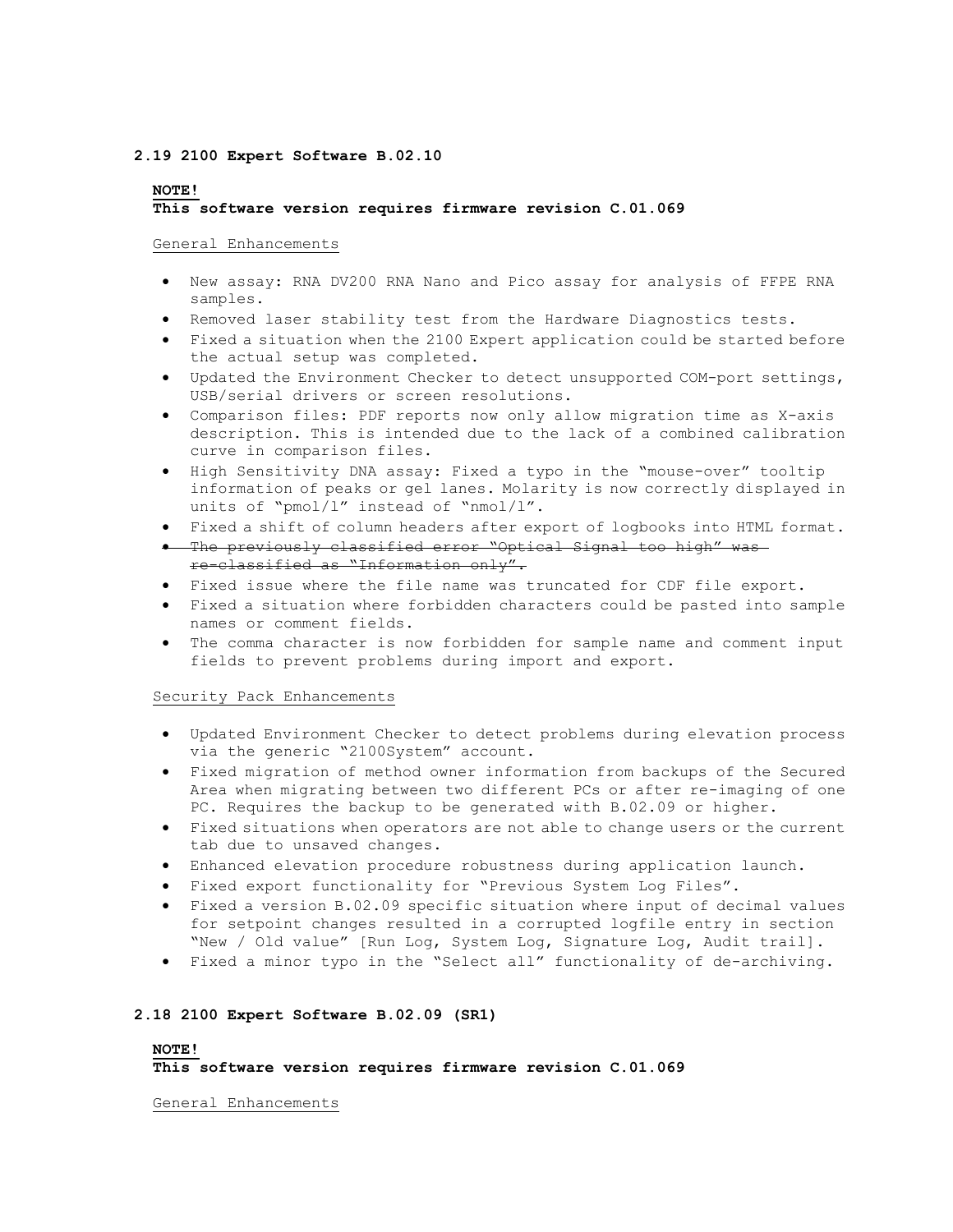## 2.19 2100 Expert Software B.02.10

**NOTE!**
**This software version requires firmware revision C.01.069**

General Enhancements

- New assay: RNA DV200 RNA Nano and Pico assay for analysis of FFPE RNA samples.
- Removed laser stability test from the Hardware Diagnostics tests.
- Fixed a situation when the 2100 Expert application could be started before the actual setup was completed.
- Updated the Environment Checker to detect unsupported COM-port settings, USB/serial drivers or screen resolutions.
- Comparison files: PDF reports now only allow migration time as X-axis description. This is intended due to the lack of a combined calibration curve in comparison files.
- High Sensitivity DNA assay: Fixed a typo in the "mouse-over" tooltip information of peaks or gel lanes. Molarity is now correctly displayed in units of "pmol/l" instead of "nmol/l".
- Fixed a shift of column headers after export of logbooks into HTML format.
- ~~The previously classified error "Optical Signal too high" was re-classified as "Information only".~~
- Fixed issue where the file name was truncated for CDF file export.
- Fixed a situation where forbidden characters could be pasted into sample names or comment fields.
- The comma character is now forbidden for sample name and comment input fields to prevent problems during import and export.

Security Pack Enhancements

- Updated Environment Checker to detect problems during elevation process via the generic "2100System" account.
- Fixed migration of method owner information from backups of the Secured Area when migrating between two different PCs or after re-imaging of one PC. Requires the backup to be generated with B.02.09 or higher.
- Fixed situations when operators are not able to change users or the current tab due to unsaved changes.
- Enhanced elevation procedure robustness during application launch.
- Fixed export functionality for "Previous System Log Files".
- Fixed a version B.02.09 specific situation where input of decimal values for setpoint changes resulted in a corrupted logfile entry in section "New / Old value" [Run Log, System Log, Signature Log, Audit trail].
- Fixed a minor typo in the "Select all" functionality of de-archiving.

## 2.18 2100 Expert Software B.02.09 (SR1)

**NOTE!**
**This software version requires firmware revision C.01.069**

General Enhancements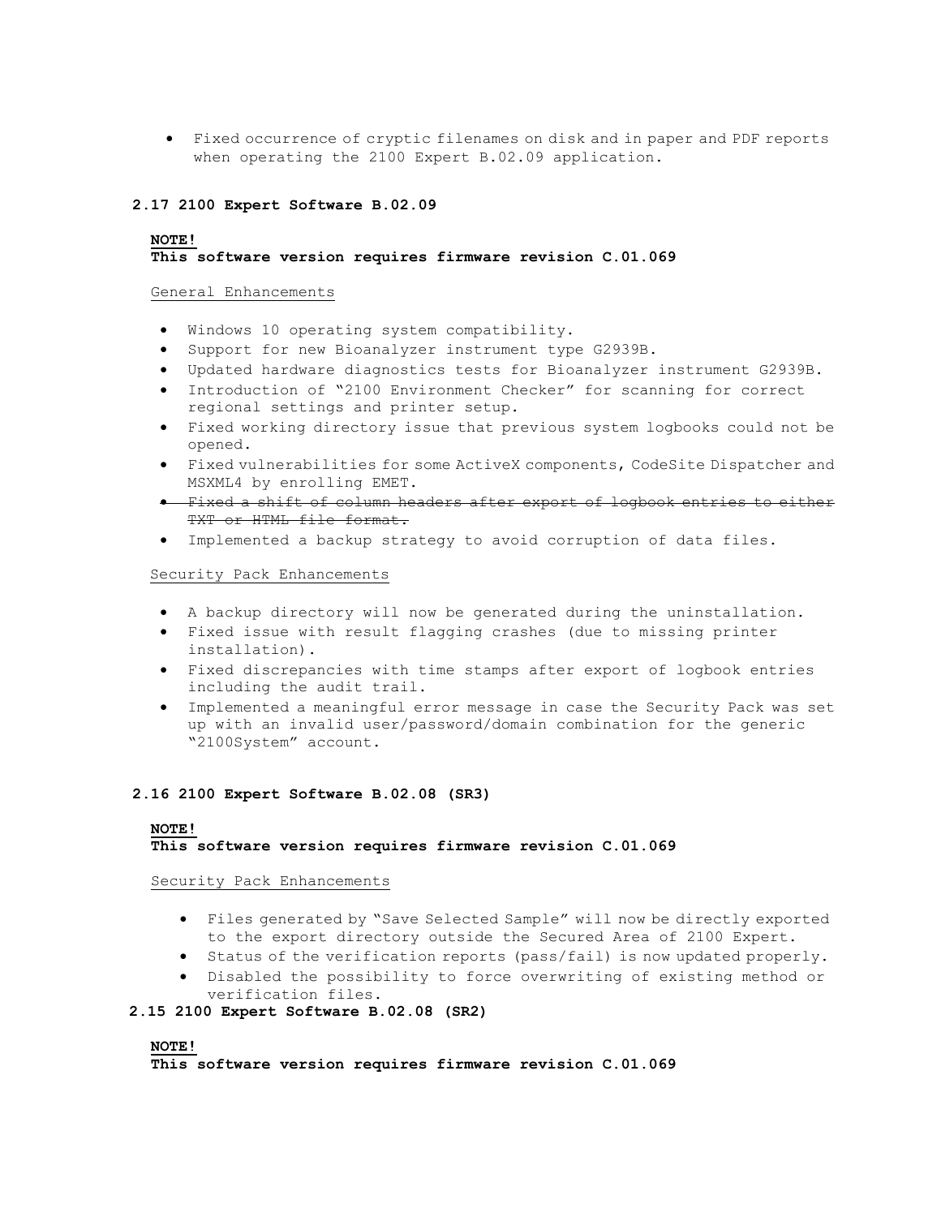- Fixed occurrence of cryptic filenames on disk and in paper and PDF reports when operating the 2100 Expert B.02.09 application.

## 2.17 2100 Expert Software B.02.09

**NOTE!**
**This software version requires firmware revision C.01.069**

General Enhancements

- Windows 10 operating system compatibility.
- Support for new Bioanalyzer instrument type G2939B.
- Updated hardware diagnostics tests for Bioanalyzer instrument G2939B.
- Introduction of "2100 Environment Checker" for scanning for correct regional settings and printer setup.
- Fixed working directory issue that previous system logbooks could not be opened.
- Fixed vulnerabilities for some ActiveX components, CodeSite Dispatcher and MSXML4 by enrolling EMET.
- ~~Fixed a shift of column headers after export of logbook entries to either TXT or HTML file format.~~
- Implemented a backup strategy to avoid corruption of data files.

Security Pack Enhancements

- A backup directory will now be generated during the uninstallation.
- Fixed issue with result flagging crashes (due to missing printer installation).
- Fixed discrepancies with time stamps after export of logbook entries including the audit trail.
- Implemented a meaningful error message in case the Security Pack was set up with an invalid user/password/domain combination for the generic "2100System" account.

## 2.16 2100 Expert Software B.02.08 (SR3)

**NOTE!**
**This software version requires firmware revision C.01.069**

Security Pack Enhancements

- Files generated by "Save Selected Sample" will now be directly exported to the export directory outside the Secured Area of 2100 Expert.
- Status of the verification reports (pass/fail) is now updated properly.
- Disabled the possibility to force overwriting of existing method or verification files.

## 2.15 2100 Expert Software B.02.08 (SR2)

**NOTE!**
**This software version requires firmware revision C.01.069**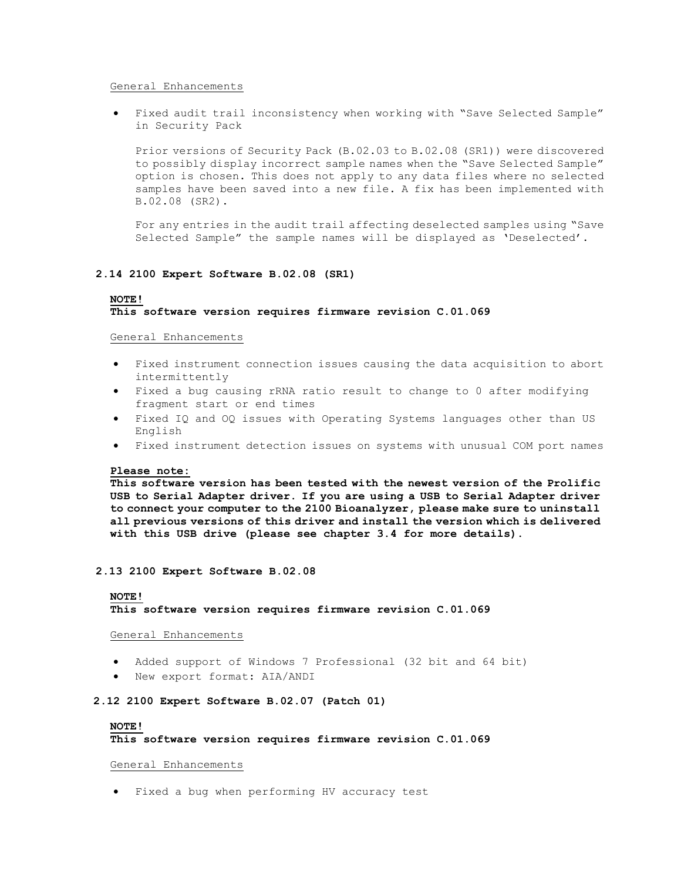General Enhancements

- Fixed audit trail inconsistency when working with "Save Selected Sample" in Security Pack

  Prior versions of Security Pack (B.02.03 to B.02.08 (SR1)) were discovered to possibly display incorrect sample names when the "Save Selected Sample" option is chosen. This does not apply to any data files where no selected samples have been saved into a new file. A fix has been implemented with B.02.08 (SR2).

  For any entries in the audit trail affecting deselected samples using "Save Selected Sample" the sample names will be displayed as 'Deselected'.

### 2.14 2100 Expert Software B.02.08 (SR1)

**NOTE!**
**This software version requires firmware revision C.01.069**

General Enhancements

- Fixed instrument connection issues causing the data acquisition to abort intermittently
- Fixed a bug causing rRNA ratio result to change to 0 after modifying fragment start or end times
- Fixed IQ and OQ issues with Operating Systems languages other than US English
- Fixed instrument detection issues on systems with unusual COM port names

**Please note:**
**This software version has been tested with the newest version of the Prolific USB to Serial Adapter driver. If you are using a USB to Serial Adapter driver to connect your computer to the 2100 Bioanalyzer, please make sure to uninstall all previous versions of this driver and install the version which is delivered with this USB drive (please see chapter 3.4 for more details).**

### 2.13 2100 Expert Software B.02.08

**NOTE!**
**This software version requires firmware revision C.01.069**

General Enhancements

- Added support of Windows 7 Professional (32 bit and 64 bit)
- New export format: AIA/ANDI

### 2.12 2100 Expert Software B.02.07 (Patch 01)

**NOTE!**
**This software version requires firmware revision C.01.069**

General Enhancements

- Fixed a bug when performing HV accuracy test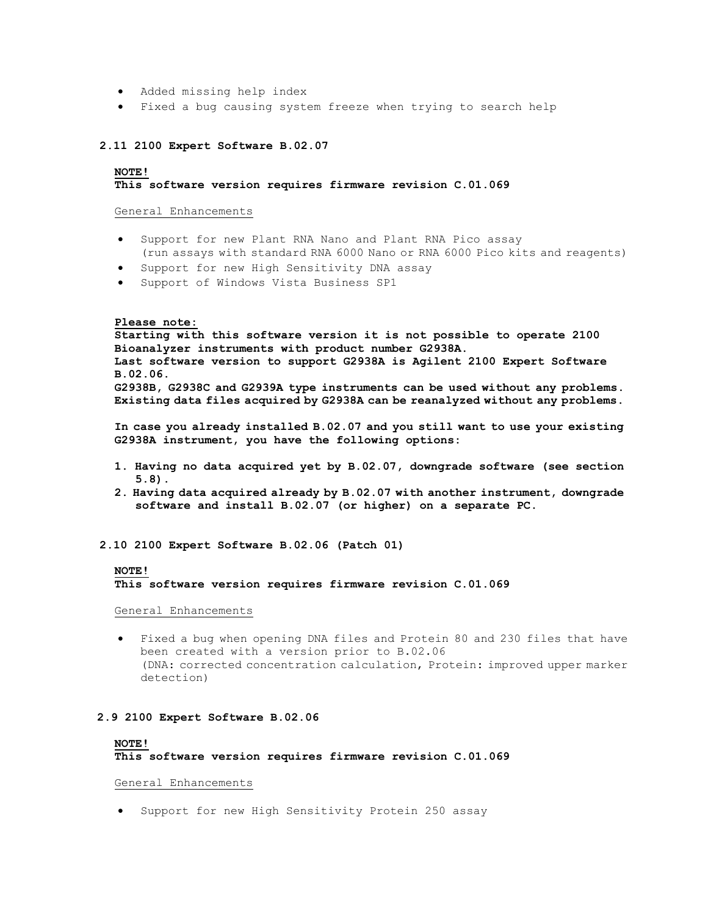- Added missing help index
- Fixed a bug causing system freeze when trying to search help

## 2.11 2100 Expert Software B.02.07

**NOTE!**
**This software version requires firmware revision C.01.069**

General Enhancements

- Support for new Plant RNA Nano and Plant RNA Pico assay (run assays with standard RNA 6000 Nano or RNA 6000 Pico kits and reagents)
- Support for new High Sensitivity DNA assay
- Support of Windows Vista Business SP1

**Please note:**
**Starting with this software version it is not possible to operate 2100 Bioanalyzer instruments with product number G2938A.**
**Last software version to support G2938A is Agilent 2100 Expert Software B.02.06.**
**G2938B, G2938C and G2939A type instruments can be used without any problems.**
**Existing data files acquired by G2938A can be reanalyzed without any problems.**

**In case you already installed B.02.07 and you still want to use your existing G2938A instrument, you have the following options:**

1. **Having no data acquired yet by B.02.07, downgrade software (see section 5.8).**
2. **Having data acquired already by B.02.07 with another instrument, downgrade software and install B.02.07 (or higher) on a separate PC.**

## 2.10 2100 Expert Software B.02.06 (Patch 01)

**NOTE!**
**This software version requires firmware revision C.01.069**

General Enhancements

- Fixed a bug when opening DNA files and Protein 80 and 230 files that have been created with a version prior to B.02.06 (DNA: corrected concentration calculation, Protein: improved upper marker detection)

## 2.9 2100 Expert Software B.02.06

**NOTE!**
**This software version requires firmware revision C.01.069**

General Enhancements

- Support for new High Sensitivity Protein 250 assay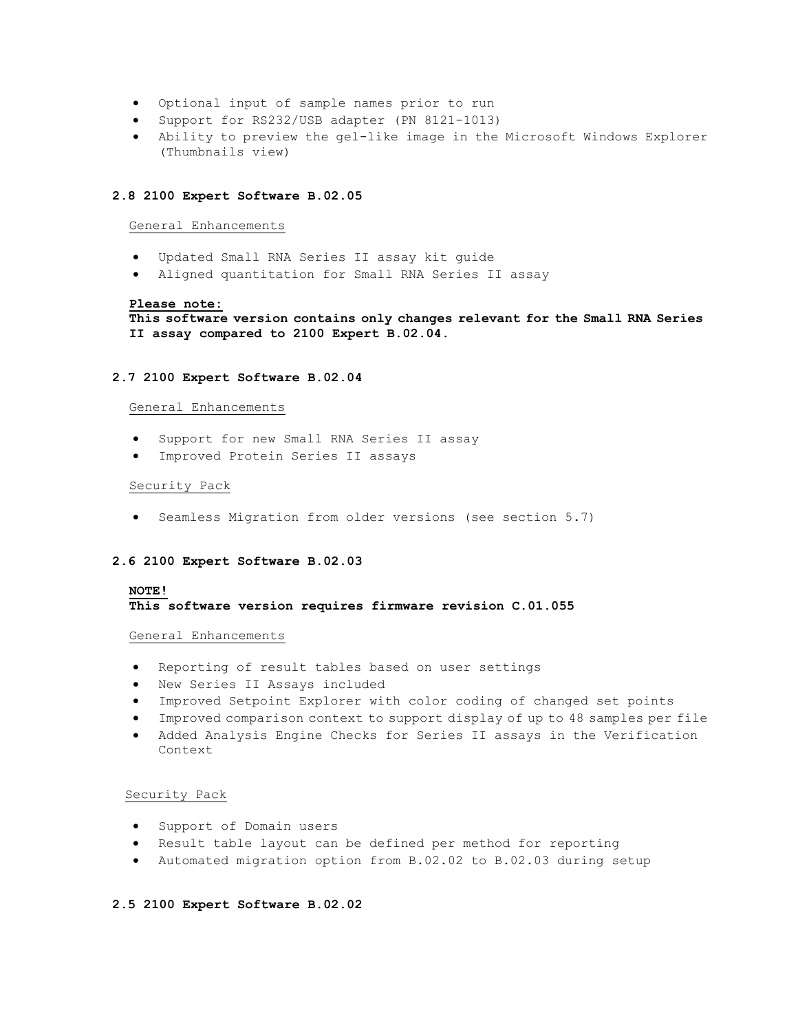- Optional input of sample names prior to run
- Support for RS232/USB adapter (PN 8121-1013)
- Ability to preview the gel-like image in the Microsoft Windows Explorer (Thumbnails view)

### 2.8 2100 Expert Software B.02.05

General Enhancements

- Updated Small RNA Series II assay kit guide
- Aligned quantitation for Small RNA Series II assay

**Please note:**
**This software version contains only changes relevant for the Small RNA Series II assay compared to 2100 Expert B.02.04.**

### 2.7 2100 Expert Software B.02.04

General Enhancements

- Support for new Small RNA Series II assay
- Improved Protein Series II assays

Security Pack

- Seamless Migration from older versions (see section 5.7)

### 2.6 2100 Expert Software B.02.03

**NOTE!**
**This software version requires firmware revision C.01.055**

General Enhancements

- Reporting of result tables based on user settings
- New Series II Assays included
- Improved Setpoint Explorer with color coding of changed set points
- Improved comparison context to support display of up to 48 samples per file
- Added Analysis Engine Checks for Series II assays in the Verification Context

Security Pack

- Support of Domain users
- Result table layout can be defined per method for reporting
- Automated migration option from B.02.02 to B.02.03 during setup

### 2.5 2100 Expert Software B.02.02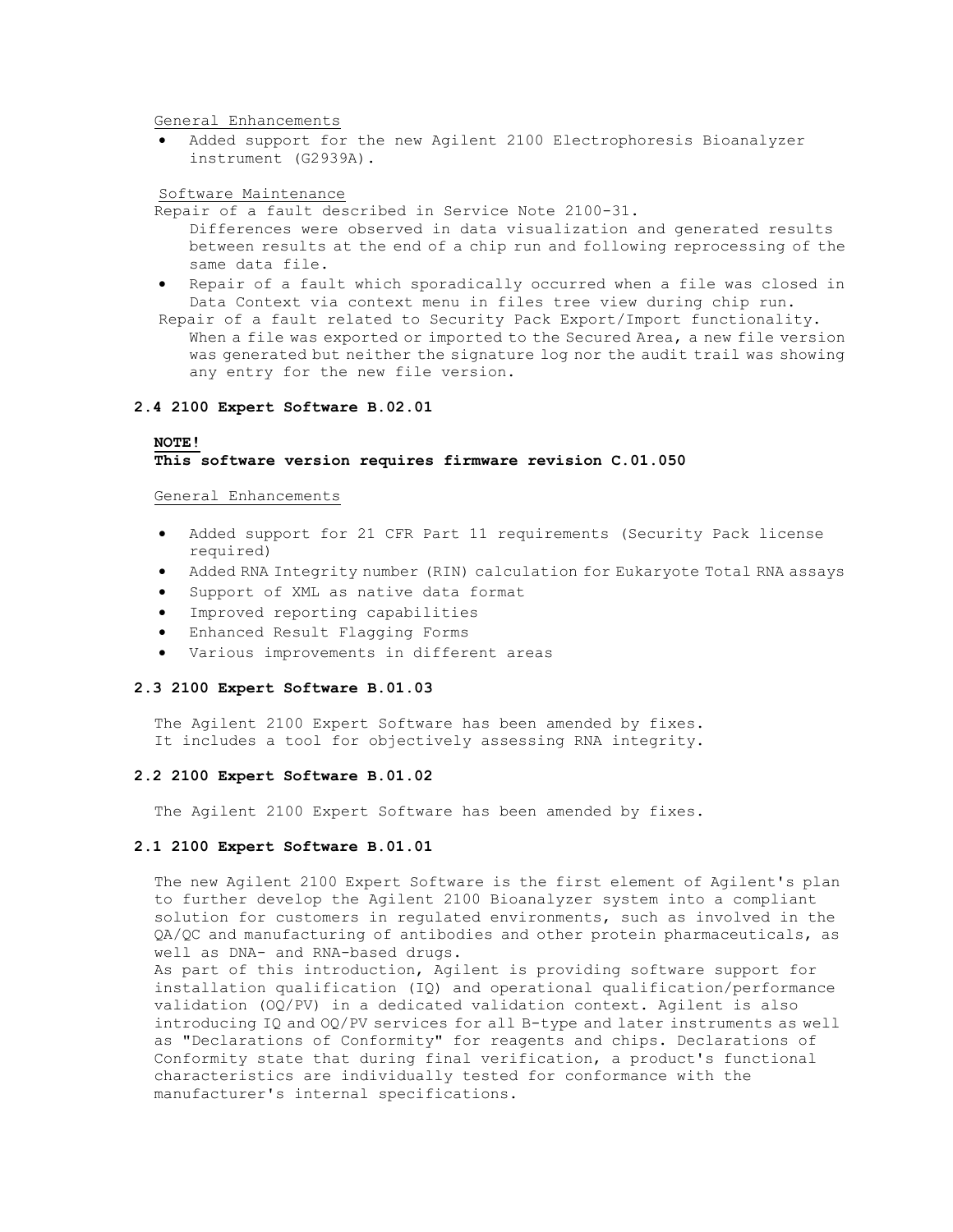General Enhancements

- Added support for the new Agilent 2100 Electrophoresis Bioanalyzer instrument (G2939A).

Software Maintenance

Repair of a fault described in Service Note 2100-31.
Differences were observed in data visualization and generated results between results at the end of a chip run and following reprocessing of the same data file.

- Repair of a fault which sporadically occurred when a file was closed in Data Context via context menu in files tree view during chip run.

Repair of a fault related to Security Pack Export/Import functionality.
When a file was exported or imported to the Secured Area, a new file version was generated but neither the signature log nor the audit trail was showing any entry for the new file version.

### 2.4 2100 Expert Software B.02.01

**NOTE!**
**This software version requires firmware revision C.01.050**

General Enhancements

- Added support for 21 CFR Part 11 requirements (Security Pack license required)
- Added RNA Integrity number (RIN) calculation for Eukaryote Total RNA assays
- Support of XML as native data format
- Improved reporting capabilities
- Enhanced Result Flagging Forms
- Various improvements in different areas

### 2.3 2100 Expert Software B.01.03

The Agilent 2100 Expert Software has been amended by fixes.
It includes a tool for objectively assessing RNA integrity.

### 2.2 2100 Expert Software B.01.02

The Agilent 2100 Expert Software has been amended by fixes.

### 2.1 2100 Expert Software B.01.01

The new Agilent 2100 Expert Software is the first element of Agilent's plan to further develop the Agilent 2100 Bioanalyzer system into a compliant solution for customers in regulated environments, such as involved in the QA/QC and manufacturing of antibodies and other protein pharmaceuticals, as well as DNA- and RNA-based drugs.
As part of this introduction, Agilent is providing software support for installation qualification (IQ) and operational qualification/performance validation (OQ/PV) in a dedicated validation context. Agilent is also introducing IQ and OQ/PV services for all B-type and later instruments as well as "Declarations of Conformity" for reagents and chips. Declarations of Conformity state that during final verification, a product's functional characteristics are individually tested for conformance with the manufacturer's internal specifications.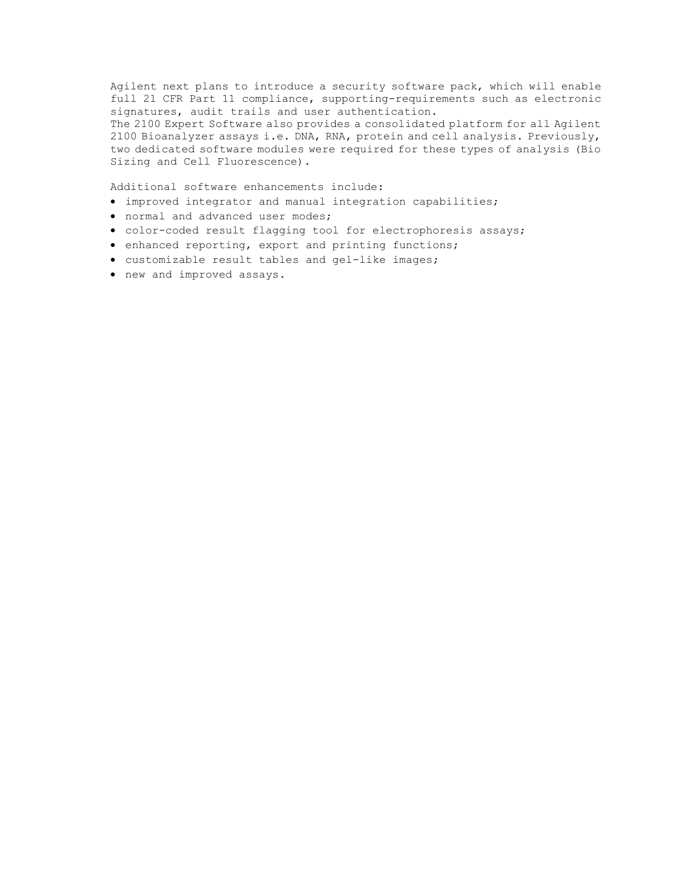Agilent next plans to introduce a security software pack, which will enable full 21 CFR Part 11 compliance, supporting-requirements such as electronic signatures, audit trails and user authentication.
The 2100 Expert Software also provides a consolidated platform for all Agilent 2100 Bioanalyzer assays i.e. DNA, RNA, protein and cell analysis. Previously, two dedicated software modules were required for these types of analysis (Bio Sizing and Cell Fluorescence).

Additional software enhancements include:

- improved integrator and manual integration capabilities;
- normal and advanced user modes;
- color-coded result flagging tool for electrophoresis assays;
- enhanced reporting, export and printing functions;
- customizable result tables and gel-like images;
- new and improved assays.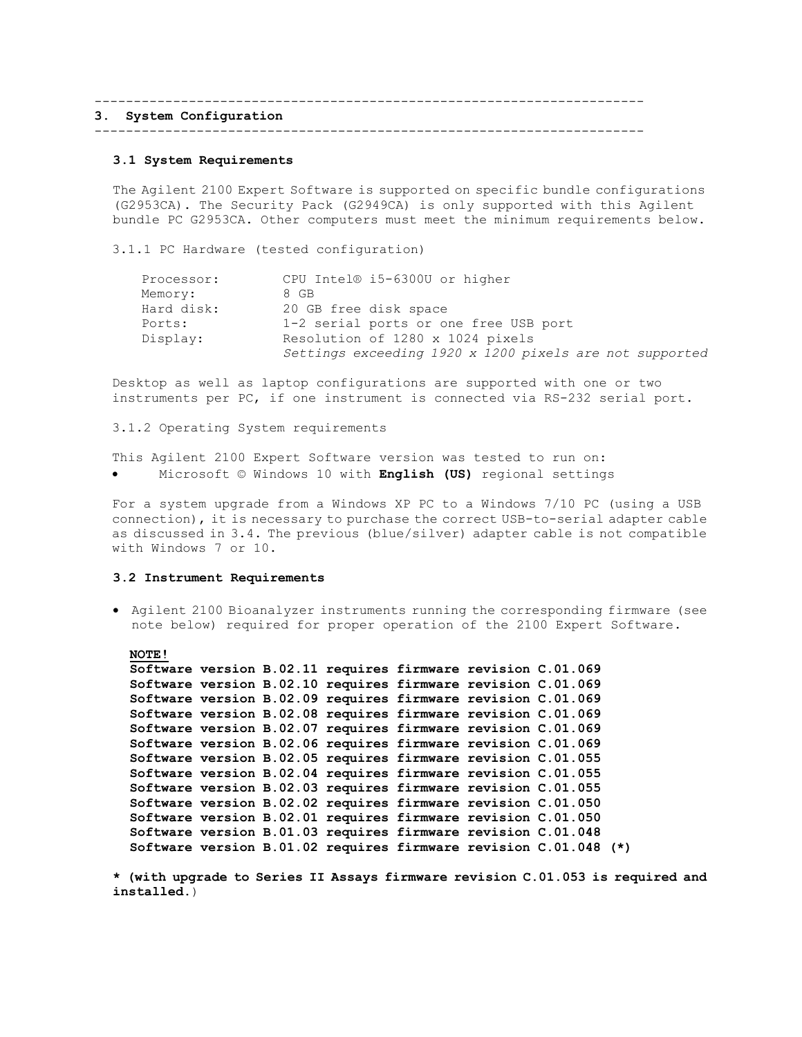## 3. System Configuration

### 3.1 System Requirements

The Agilent 2100 Expert Software is supported on specific bundle configurations (G2953CA). The Security Pack (G2949CA) is only supported with this Agilent bundle PC G2953CA. Other computers must meet the minimum requirements below.

3.1.1 PC Hardware (tested configuration)

| | |
|---|---|
| Processor: | CPU Intel® i5-6300U or higher |
| Memory: | 8 GB |
| Hard disk: | 20 GB free disk space |
| Ports: | 1-2 serial ports or one free USB port |
| Display: | Resolution of 1280 x 1024 pixels<br>*Settings exceeding 1920 x 1200 pixels are not supported* |

Desktop as well as laptop configurations are supported with one or two instruments per PC, if one instrument is connected via RS-232 serial port.

3.1.2 Operating System requirements

This Agilent 2100 Expert Software version was tested to run on:

- Microsoft © Windows 10 with **English (US)** regional settings

For a system upgrade from a Windows XP PC to a Windows 7/10 PC (using a USB connection), it is necessary to purchase the correct USB-to-serial adapter cable as discussed in 3.4. The previous (blue/silver) adapter cable is not compatible with Windows 7 or 10.

### 3.2 Instrument Requirements

- Agilent 2100 Bioanalyzer instruments running the corresponding firmware (see note below) required for proper operation of the 2100 Expert Software.

**NOTE!**
**Software version B.02.11 requires firmware revision C.01.069**
**Software version B.02.10 requires firmware revision C.01.069**
**Software version B.02.09 requires firmware revision C.01.069**
**Software version B.02.08 requires firmware revision C.01.069**
**Software version B.02.07 requires firmware revision C.01.069**
**Software version B.02.06 requires firmware revision C.01.069**
**Software version B.02.05 requires firmware revision C.01.055**
**Software version B.02.04 requires firmware revision C.01.055**
**Software version B.02.03 requires firmware revision C.01.055**
**Software version B.02.02 requires firmware revision C.01.050**
**Software version B.02.01 requires firmware revision C.01.050**
**Software version B.01.03 requires firmware revision C.01.048**
**Software version B.01.02 requires firmware revision C.01.048 (*)**

**\* (with upgrade to Series II Assays firmware revision C.01.053 is required and installed.**)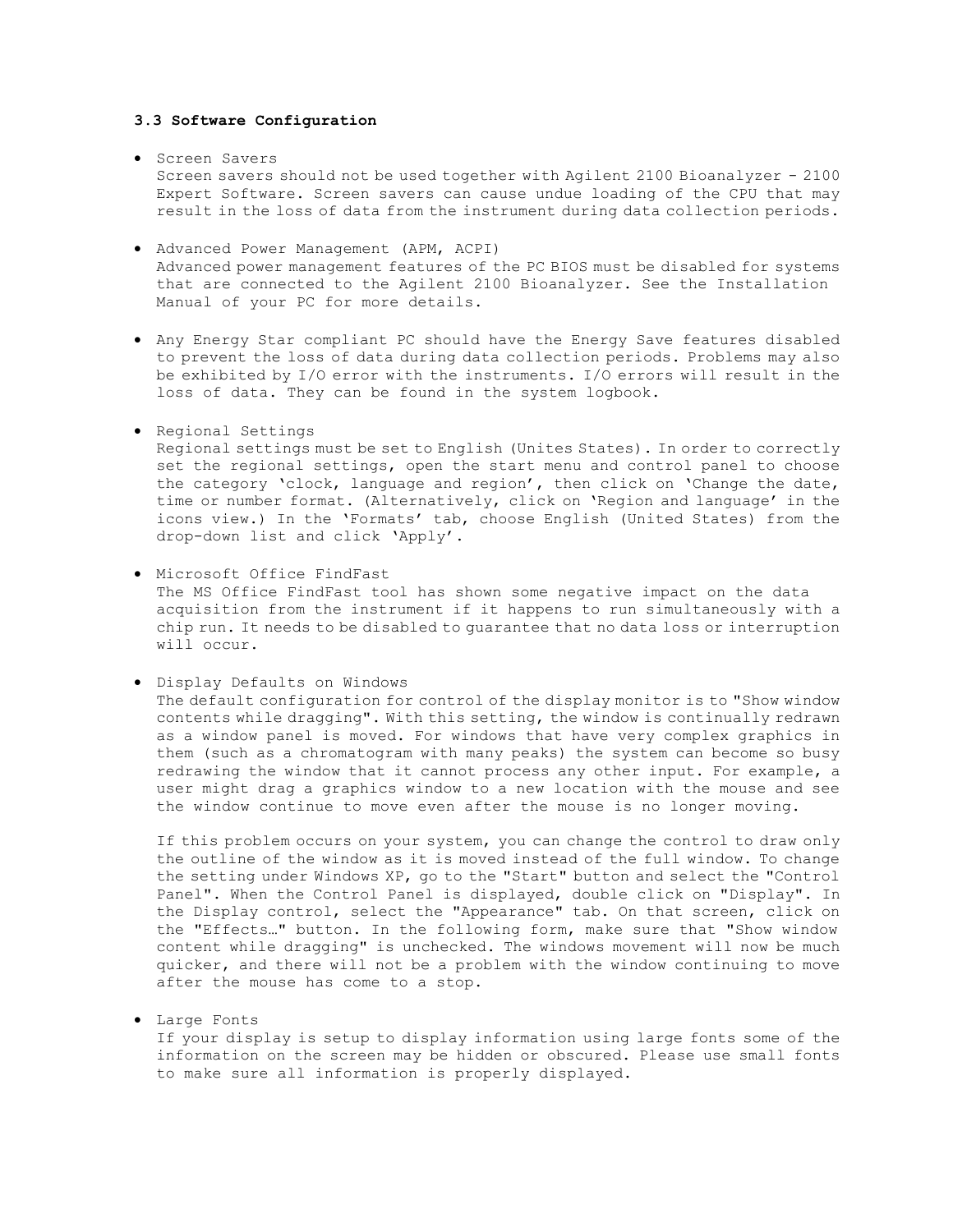### 3.3 Software Configuration

- Screen Savers
  Screen savers should not be used together with Agilent 2100 Bioanalyzer - 2100 Expert Software. Screen savers can cause undue loading of the CPU that may result in the loss of data from the instrument during data collection periods.

- Advanced Power Management (APM, ACPI)
  Advanced power management features of the PC BIOS must be disabled for systems that are connected to the Agilent 2100 Bioanalyzer. See the Installation Manual of your PC for more details.

- Any Energy Star compliant PC should have the Energy Save features disabled to prevent the loss of data during data collection periods. Problems may also be exhibited by I/O error with the instruments. I/O errors will result in the loss of data. They can be found in the system logbook.

- Regional Settings
  Regional settings must be set to English (Unites States). In order to correctly set the regional settings, open the start menu and control panel to choose the category 'clock, language and region', then click on 'Change the date, time or number format. (Alternatively, click on 'Region and language' in the icons view.) In the 'Formats' tab, choose English (United States) from the drop-down list and click 'Apply'.

- Microsoft Office FindFast
  The MS Office FindFast tool has shown some negative impact on the data acquisition from the instrument if it happens to run simultaneously with a chip run. It needs to be disabled to guarantee that no data loss or interruption will occur.

- Display Defaults on Windows
  The default configuration for control of the display monitor is to "Show window contents while dragging". With this setting, the window is continually redrawn as a window panel is moved. For windows that have very complex graphics in them (such as a chromatogram with many peaks) the system can become so busy redrawing the window that it cannot process any other input. For example, a user might drag a graphics window to a new location with the mouse and see the window continue to move even after the mouse is no longer moving.

  If this problem occurs on your system, you can change the control to draw only the outline of the window as it is moved instead of the full window. To change the setting under Windows XP, go to the "Start" button and select the "Control Panel". When the Control Panel is displayed, double click on "Display". In the Display control, select the "Appearance" tab. On that screen, click on the "Effects…" button. In the following form, make sure that "Show window content while dragging" is unchecked. The windows movement will now be much quicker, and there will not be a problem with the window continuing to move after the mouse has come to a stop.

- Large Fonts
  If your display is setup to display information using large fonts some of the information on the screen may be hidden or obscured. Please use small fonts to make sure all information is properly displayed.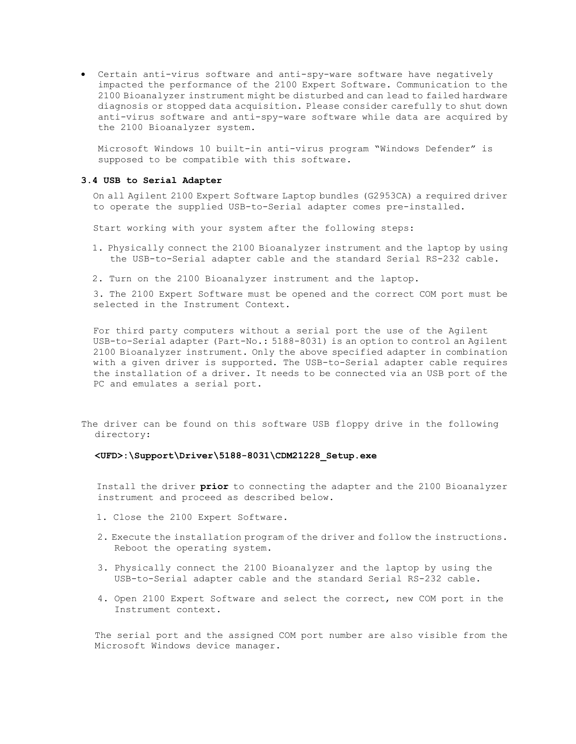- Certain anti-virus software and anti-spy-ware software have negatively impacted the performance of the 2100 Expert Software. Communication to the 2100 Bioanalyzer instrument might be disturbed and can lead to failed hardware diagnosis or stopped data acquisition. Please consider carefully to shut down anti-virus software and anti-spy-ware software while data are acquired by the 2100 Bioanalyzer system.

  Microsoft Windows 10 built-in anti-virus program "Windows Defender" is supposed to be compatible with this software.

### 3.4 USB to Serial Adapter

On all Agilent 2100 Expert Software Laptop bundles (G2953CA) a required driver to operate the supplied USB-to-Serial adapter comes pre-installed.

Start working with your system after the following steps:

1. Physically connect the 2100 Bioanalyzer instrument and the laptop by using the USB-to-Serial adapter cable and the standard Serial RS-232 cable.
2. Turn on the 2100 Bioanalyzer instrument and the laptop.
3. The 2100 Expert Software must be opened and the correct COM port must be selected in the Instrument Context.

For third party computers without a serial port the use of the Agilent USB-to-Serial adapter (Part-No.: 5188-8031) is an option to control an Agilent 2100 Bioanalyzer instrument. Only the above specified adapter in combination with a given driver is supported. The USB-to-Serial adapter cable requires the installation of a driver. It needs to be connected via an USB port of the PC and emulates a serial port.

The driver can be found on this software USB floppy drive in the following directory:

**<UFD>:\Support\Driver\5188-8031\CDM21228_Setup.exe**

Install the driver **prior** to connecting the adapter and the 2100 Bioanalyzer instrument and proceed as described below.

1. Close the 2100 Expert Software.
2. Execute the installation program of the driver and follow the instructions. Reboot the operating system.
3. Physically connect the 2100 Bioanalyzer and the laptop by using the USB-to-Serial adapter cable and the standard Serial RS-232 cable.
4. Open 2100 Expert Software and select the correct, new COM port in the Instrument context.

The serial port and the assigned COM port number are also visible from the Microsoft Windows device manager.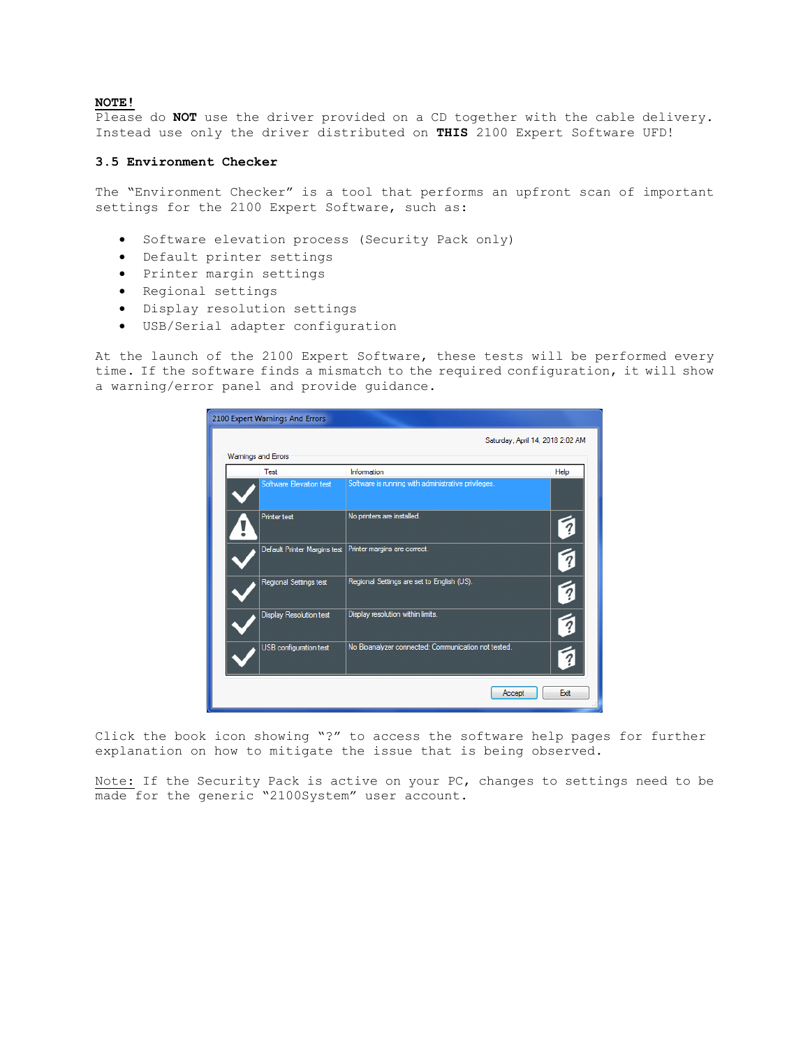**NOTE!**
Please do **NOT** use the driver provided on a CD together with the cable delivery. Instead use only the driver distributed on **THIS** 2100 Expert Software UFD!

### 3.5 Environment Checker

The "Environment Checker" is a tool that performs an upfront scan of important settings for the 2100 Expert Software, such as:

- Software elevation process (Security Pack only)
- Default printer settings
- Printer margin settings
- Regional settings
- Display resolution settings
- USB/Serial adapter configuration

At the launch of the 2100 Expert Software, these tests will be performed every time. If the software finds a mismatch to the required configuration, it will show a warning/error panel and provide guidance.

2100 Expert Warnings And Errors

Saturday, April 14, 2018 2:02 AM

Warnings and Errors

| | Test | Information | Help |
|---|---|---|---|
| ✓ | Software Elevation test | Software is running with administrative privileges. | |
| ⚠ | Printer test | No printers are installed. | ? |
| ✓ | Default Printer Margins test | Printer margins are correct. | ? |
| ✓ | Regional Settings test | Regional Settings are set to English (US). | ? |
| ✓ | Display Resolution test | Display resolution within limits. | ? |
| ✓ | USB configuration test | No Bioanalyzer connected: Communication not tested. | ? |

Accept Exit

Click the book icon showing "?" to access the software help pages for further explanation on how to mitigate the issue that is being observed.

<u>Note:</u> If the Security Pack is active on your PC, changes to settings need to be made for the generic "2100System" user account.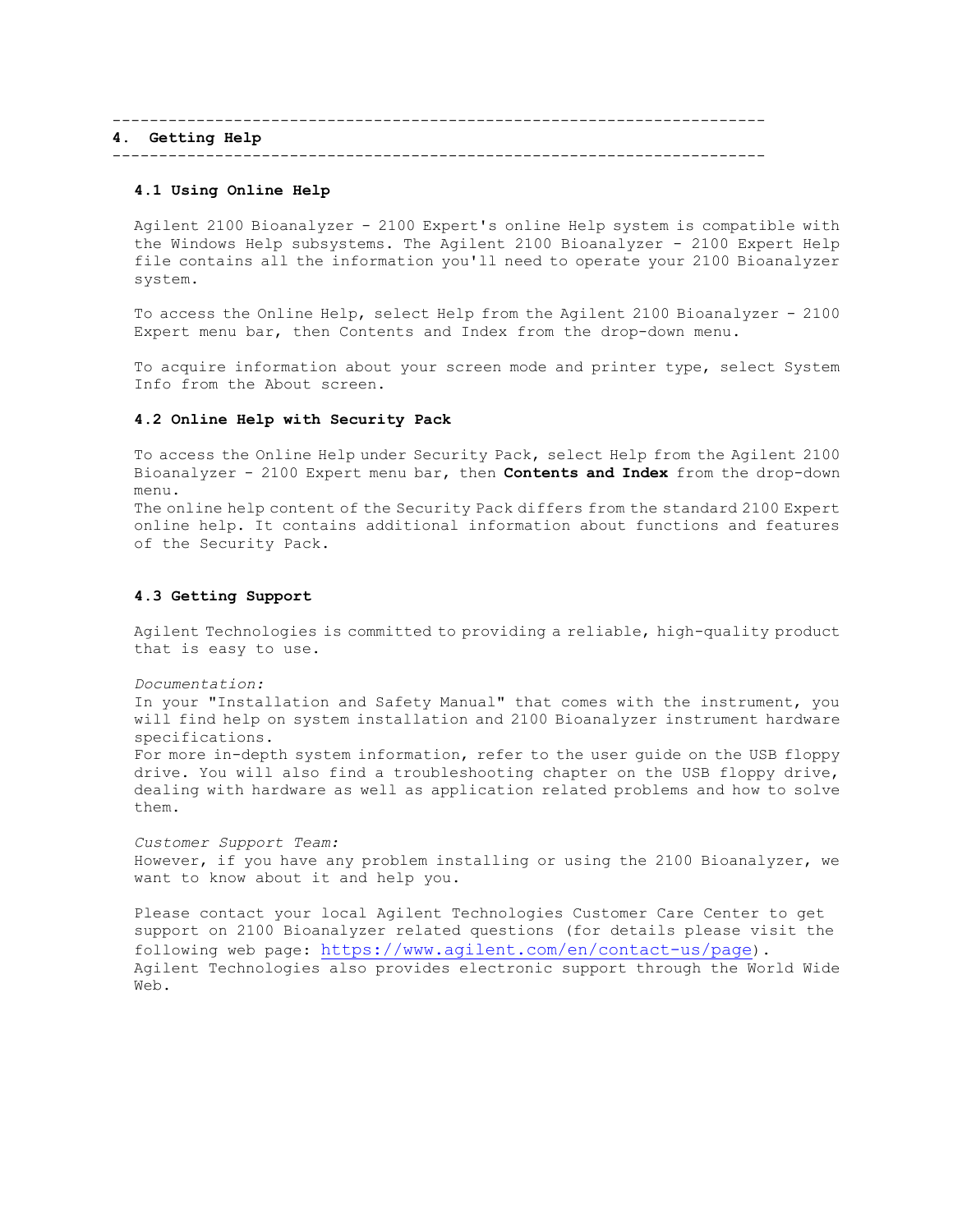## 4. Getting Help

### 4.1 Using Online Help

Agilent 2100 Bioanalyzer - 2100 Expert's online Help system is compatible with the Windows Help subsystems. The Agilent 2100 Bioanalyzer - 2100 Expert Help file contains all the information you'll need to operate your 2100 Bioanalyzer system.

To access the Online Help, select Help from the Agilent 2100 Bioanalyzer - 2100 Expert menu bar, then Contents and Index from the drop-down menu.

To acquire information about your screen mode and printer type, select System Info from the About screen.

### 4.2 Online Help with Security Pack

To access the Online Help under Security Pack, select Help from the Agilent 2100 Bioanalyzer - 2100 Expert menu bar, then **Contents and Index** from the drop-down menu.
The online help content of the Security Pack differs from the standard 2100 Expert online help. It contains additional information about functions and features of the Security Pack.

### 4.3 Getting Support

Agilent Technologies is committed to providing a reliable, high-quality product that is easy to use.

*Documentation:*
In your "Installation and Safety Manual" that comes with the instrument, you will find help on system installation and 2100 Bioanalyzer instrument hardware specifications.
For more in-depth system information, refer to the user guide on the USB floppy drive. You will also find a troubleshooting chapter on the USB floppy drive, dealing with hardware as well as application related problems and how to solve them.

*Customer Support Team:*
However, if you have any problem installing or using the 2100 Bioanalyzer, we want to know about it and help you.

Please contact your local Agilent Technologies Customer Care Center to get support on 2100 Bioanalyzer related questions (for details please visit the following web page: https://www.agilent.com/en/contact-us/page).
Agilent Technologies also provides electronic support through the World Wide Web.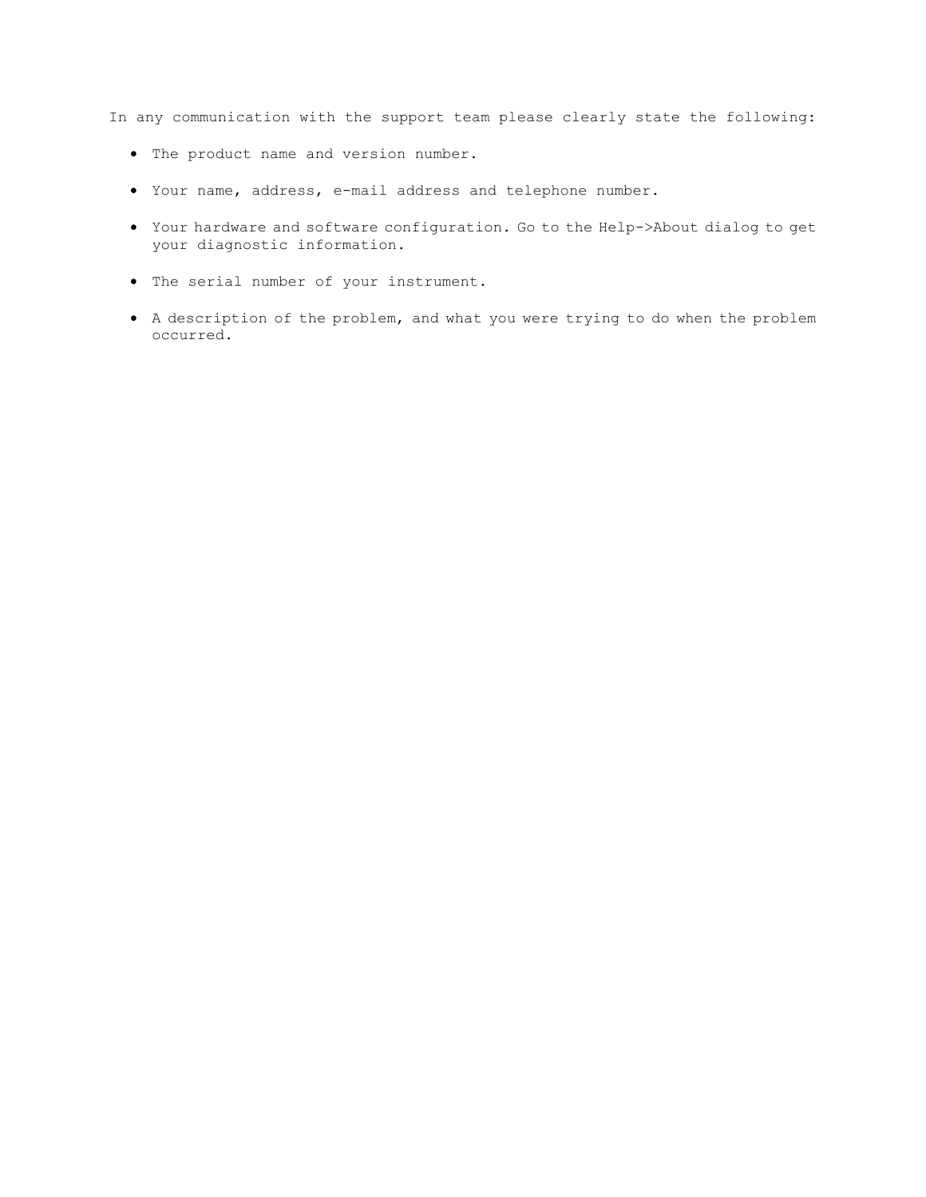In any communication with the support team please clearly state the following:

- The product name and version number.
- Your name, address, e-mail address and telephone number.
- Your hardware and software configuration. Go to the Help->About dialog to get your diagnostic information.
- The serial number of your instrument.
- A description of the problem, and what you were trying to do when the problem occurred.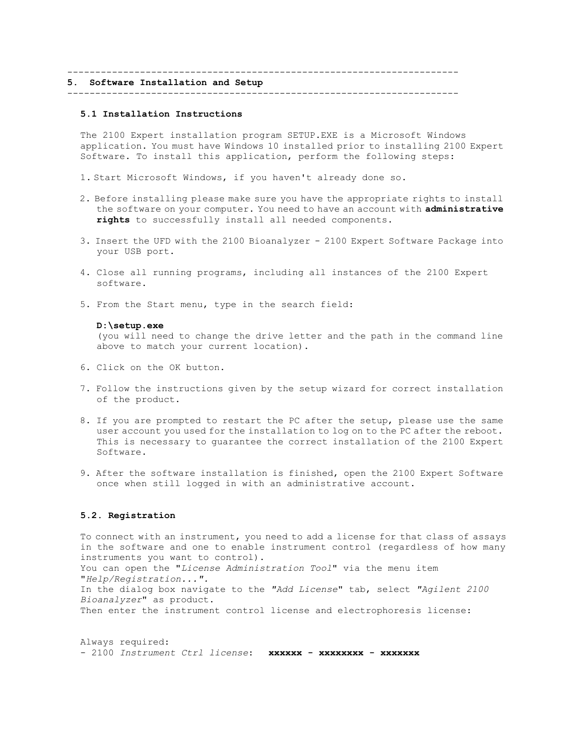---

## 5. Software Installation and Setup

---

### 5.1 Installation Instructions

The 2100 Expert installation program SETUP.EXE is a Microsoft Windows application. You must have Windows 10 installed prior to installing 2100 Expert Software. To install this application, perform the following steps:

1. Start Microsoft Windows, if you haven't already done so.

2. Before installing please make sure you have the appropriate rights to install the software on your computer. You need to have an account with **administrative rights** to successfully install all needed components.

3. Insert the UFD with the 2100 Bioanalyzer - 2100 Expert Software Package into your USB port.

4. Close all running programs, including all instances of the 2100 Expert software.

5. From the Start menu, type in the search field:

   **D:\setup.exe**
   (you will need to change the drive letter and the path in the command line above to match your current location).

6. Click on the OK button.

7. Follow the instructions given by the setup wizard for correct installation of the product.

8. If you are prompted to restart the PC after the setup, please use the same user account you used for the installation to log on to the PC after the reboot. This is necessary to guarantee the correct installation of the 2100 Expert Software.

9. After the software installation is finished, open the 2100 Expert Software once when still logged in with an administrative account.

### 5.2. Registration

To connect with an instrument, you need to add a license for that class of assays in the software and one to enable instrument control (regardless of how many instruments you want to control).
You can open the "*License Administration Tool*" via the menu item "*Help/Registration...*".
In the dialog box navigate to the *"Add License*" tab, select *"Agilent 2100 Bioanalyzer*" as product.
Then enter the instrument control license and electrophoresis license:

Always required:
- 2100 *Instrument Ctrl license*: **xxxxxx - xxxxxxxx - xxxxxxx**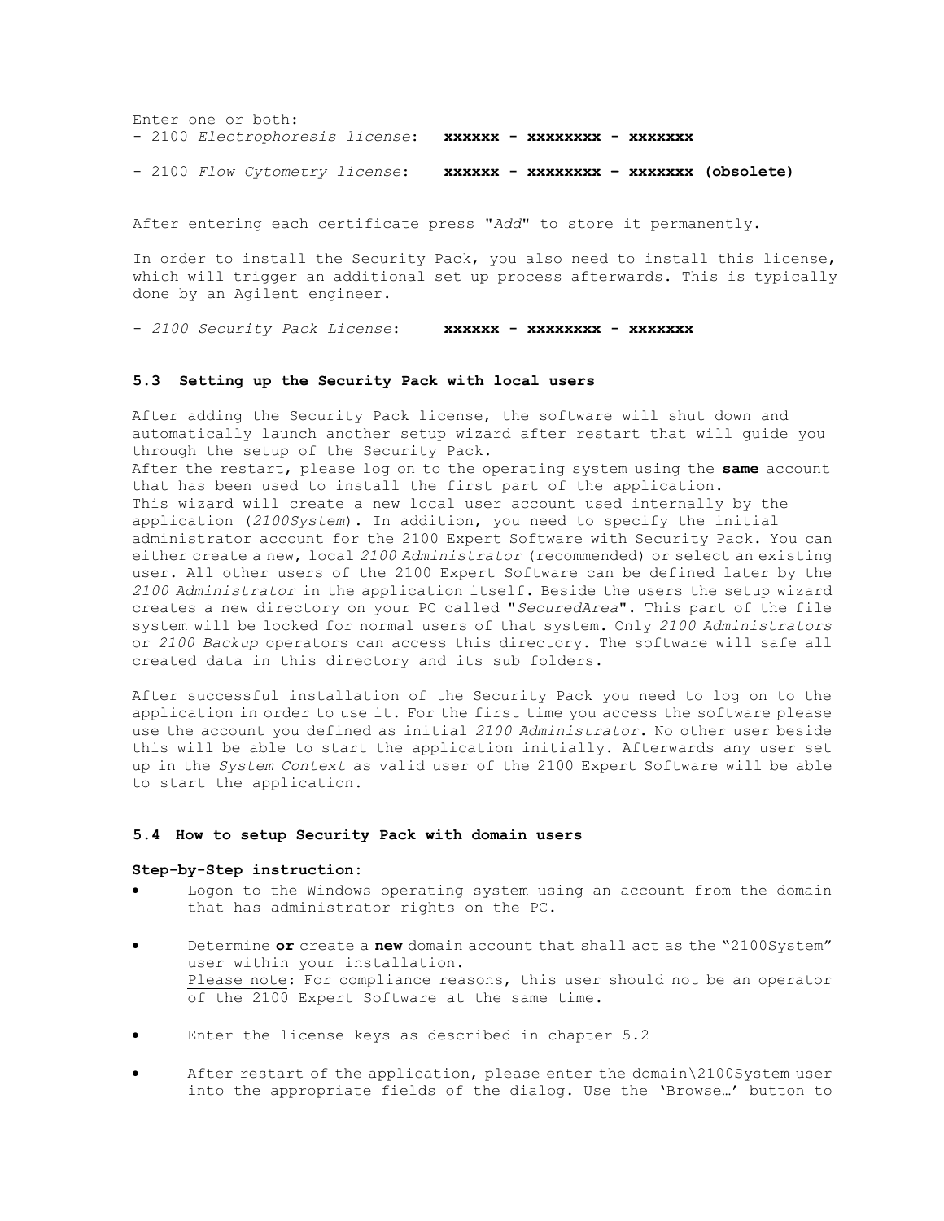Enter one or both:

- 2100 *Electrophoresis license*: **xxxxxx - xxxxxxxx - xxxxxxx**

- 2100 *Flow Cytometry license*: **xxxxxx - xxxxxxxx – xxxxxxx (obsolete)**

After entering each certificate press "*Add*" to store it permanently.

In order to install the Security Pack, you also need to install this license, which will trigger an additional set up process afterwards. This is typically done by an Agilent engineer.

- *2100 Security Pack License*: **xxxxxx - xxxxxxxx - xxxxxxx**

### 5.3 Setting up the Security Pack with local users

After adding the Security Pack license, the software will shut down and automatically launch another setup wizard after restart that will guide you through the setup of the Security Pack.
After the restart, please log on to the operating system using the **same** account that has been used to install the first part of the application.
This wizard will create a new local user account used internally by the application (*2100System*). In addition, you need to specify the initial administrator account for the 2100 Expert Software with Security Pack. You can either create a new, local *2100 Administrator* (recommended) or select an existing user. All other users of the 2100 Expert Software can be defined later by the *2100 Administrator* in the application itself. Beside the users the setup wizard creates a new directory on your PC called "*SecuredArea*". This part of the file system will be locked for normal users of that system. Only *2100 Administrators* or *2100 Backup* operators can access this directory. The software will safe all created data in this directory and its sub folders.

After successful installation of the Security Pack you need to log on to the application in order to use it. For the first time you access the software please use the account you defined as initial *2100 Administrator*. No other user beside this will be able to start the application initially. Afterwards any user set up in the *System Context* as valid user of the 2100 Expert Software will be able to start the application.

### 5.4 How to setup Security Pack with domain users

**Step-by-Step instruction:**

- Logon to the Windows operating system using an account from the domain that has administrator rights on the PC.

- Determine **or** create a **new** domain account that shall act as the "2100System" user within your installation.
  Please note: For compliance reasons, this user should not be an operator of the 2100 Expert Software at the same time.

- Enter the license keys as described in chapter 5.2

- After restart of the application, please enter the domain\2100System user into the appropriate fields of the dialog. Use the 'Browse…' button to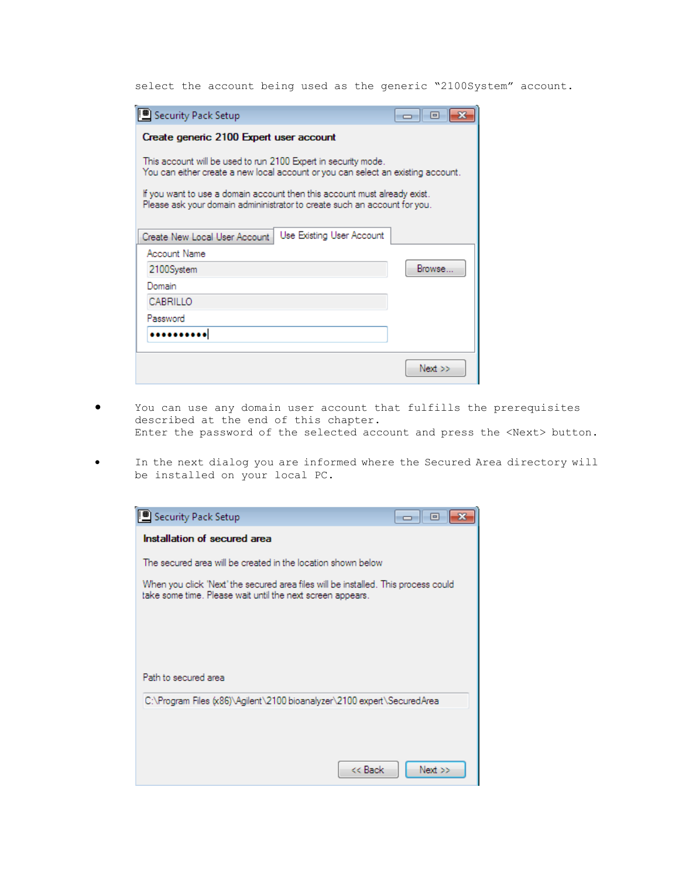select the account being used as the generic “2100System” account.

Security Pack Setup

**Create generic 2100 Expert user account**

This account will be used to run 2100 Expert in security mode.
You can either create a new local account or you can select an existing account.

If you want to use a domain account then this account must already exist.
Please ask your domain admininistrator to create such an account for you.

Create New Local User Account | Use Existing User Account

Account Name
2100System
Domain
CABRILLO
Password
••••••••••

Browse...

Next >>

- You can use any domain user account that fulfills the prerequisites described at the end of this chapter.
  Enter the password of the selected account and press the <Next> button.

- In the next dialog you are informed where the Secured Area directory will be installed on your local PC.

Security Pack Setup

**Installation of secured area**

The secured area will be created in the location shown below

When you click 'Next' the secured area files will be installed. This process could take some time. Please wait until the next screen appears.

Path to secured area

C:\Program Files (x86)\Agilent\2100 bioanalyzer\2100 expert\SecuredArea

<< Back    Next >>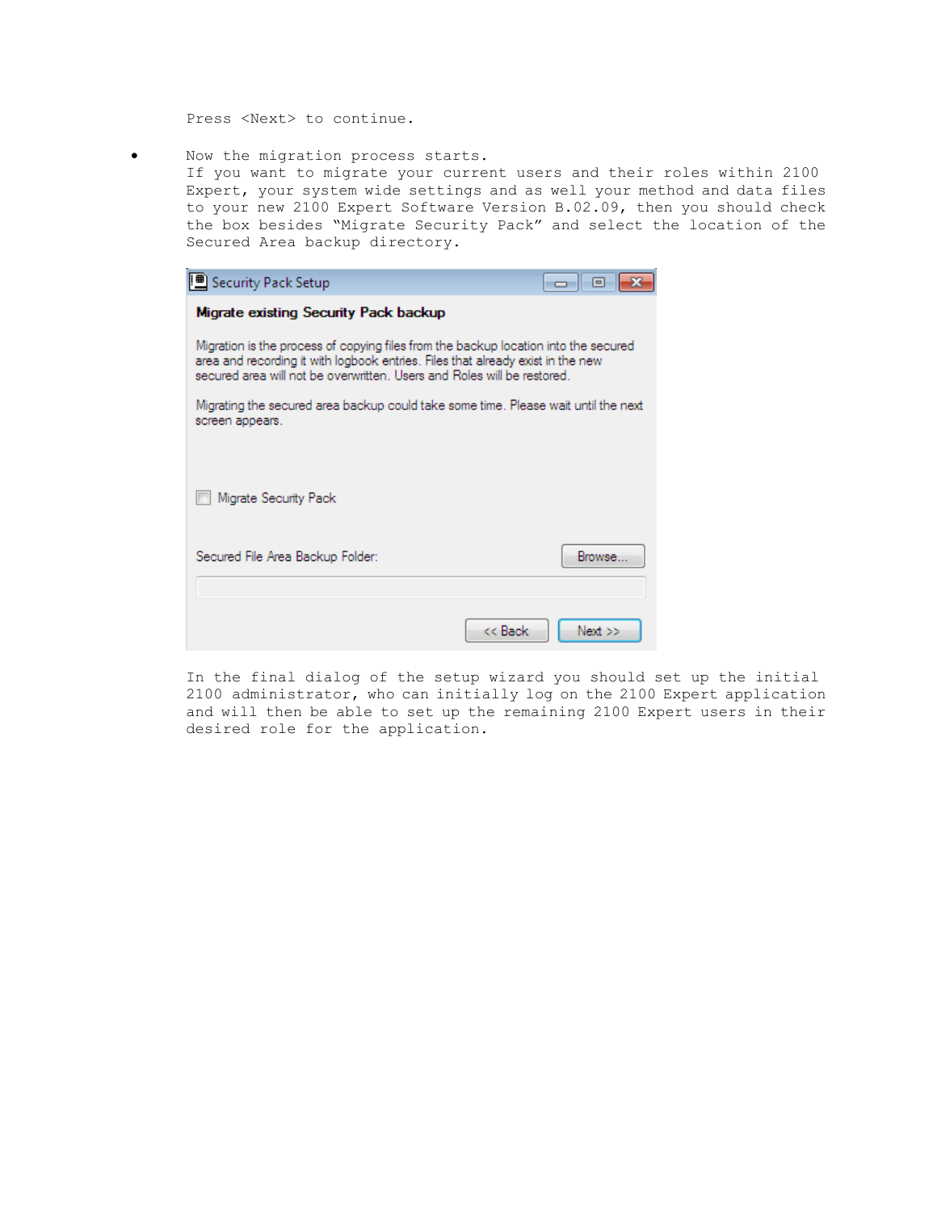Press <Next> to continue.

- Now the migration process starts.
  If you want to migrate your current users and their roles within 2100 Expert, your system wide settings and as well your method and data files to your new 2100 Expert Software Version B.02.09, then you should check the box besides "Migrate Security Pack" and select the location of the Secured Area backup directory.

  Security Pack Setup

  **Migrate existing Security Pack backup**

  Migration is the process of copying files from the backup location into the secured area and recording it with logbook entries. Files that already exist in the new secured area will not be overwritten. Users and Roles will be restored.

  Migrating the secured area backup could take some time. Please wait until the next screen appears.

  Migrate Security Pack

  Secured File Area Backup Folder: Browse...

  << Back Next >>

  In the final dialog of the setup wizard you should set up the initial 2100 administrator, who can initially log on the 2100 Expert application and will then be able to set up the remaining 2100 Expert users in their desired role for the application.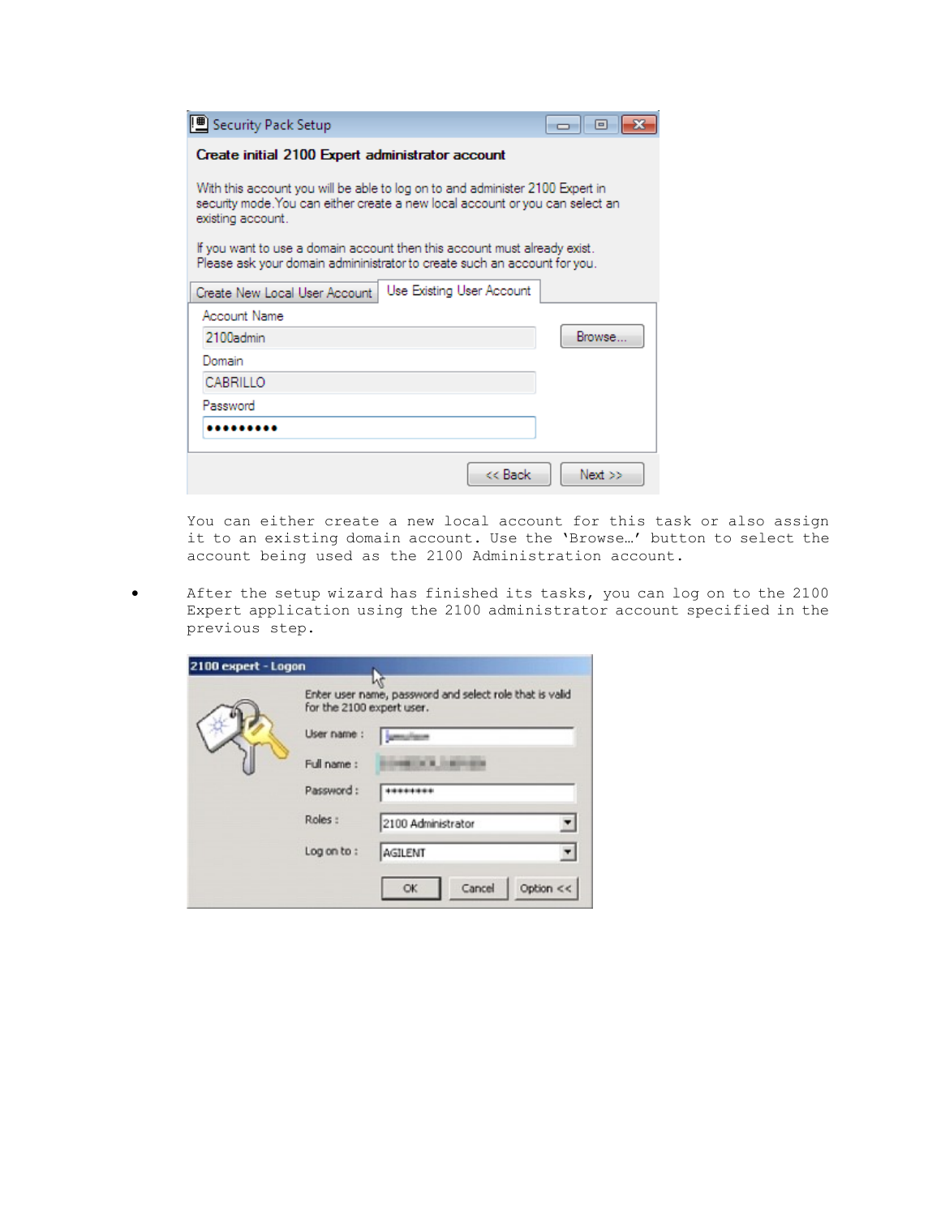You can either create a new local account for this task or also assign it to an existing domain account. Use the 'Browse…' button to select the account being used as the 2100 Administration account.

- After the setup wizard has finished its tasks, you can log on to the 2100 Expert application using the 2100 administrator account specified in the previous step.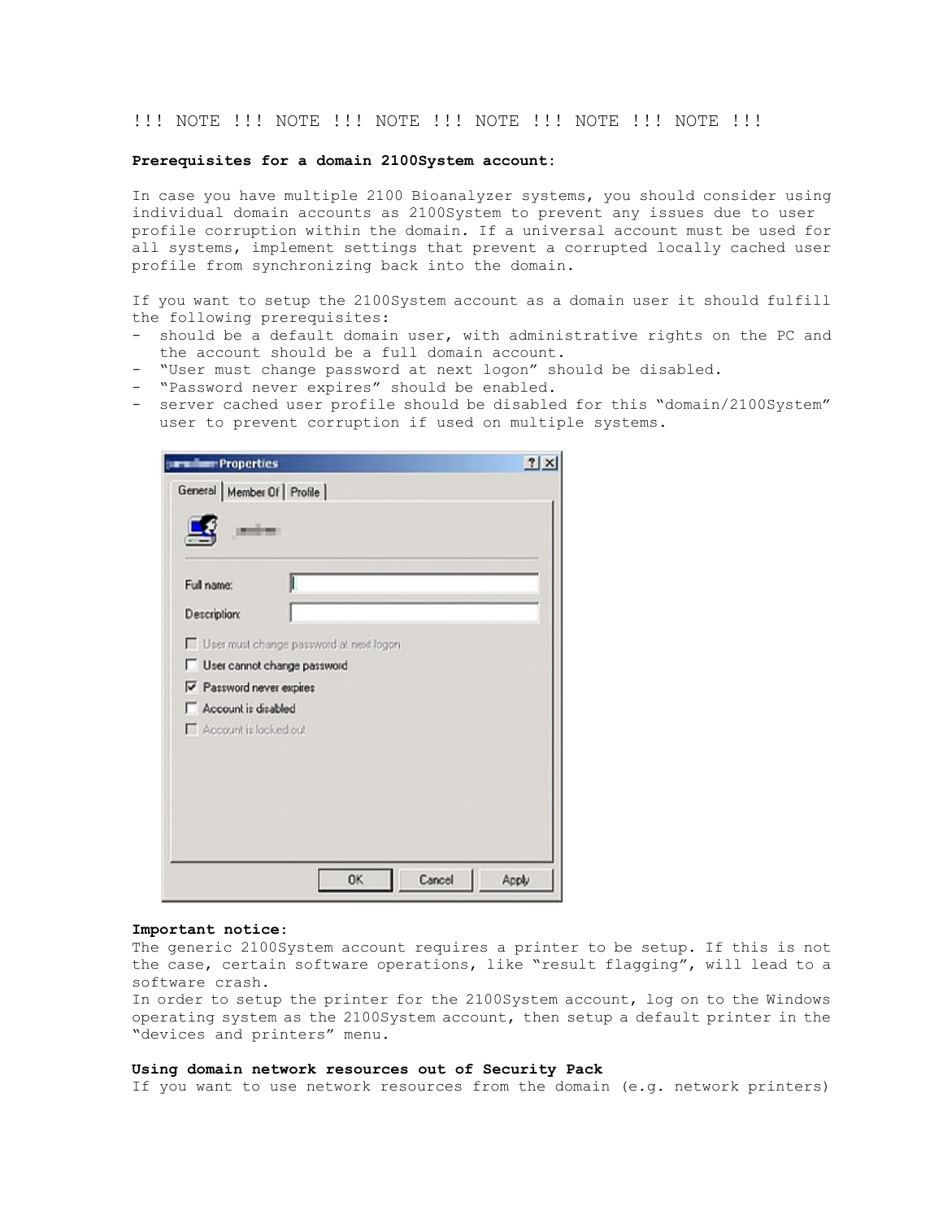!!! NOTE !!! NOTE !!! NOTE !!! NOTE !!! NOTE !!! NOTE !!!

**Prerequisites for a domain 2100System account:**

In case you have multiple 2100 Bioanalyzer systems, you should consider using individual domain accounts as 2100System to prevent any issues due to user profile corruption within the domain. If a universal account must be used for all systems, implement settings that prevent a corrupted locally cached user profile from synchronizing back into the domain.

If you want to setup the 2100System account as a domain user it should fulfill the following prerequisites:

- should be a default domain user, with administrative rights on the PC and the account should be a full domain account.
- "User must change password at next logon" should be disabled.
- "Password never expires" should be enabled.
- server cached user profile should be disabled for this "domain/2100System" user to prevent corruption if used on multiple systems.

**Important notice:**
The generic 2100System account requires a printer to be setup. If this is not the case, certain software operations, like "result flagging", will lead to a software crash.
In order to setup the printer for the 2100System account, log on to the Windows operating system as the 2100System account, then setup a default printer in the "devices and printers" menu.

**Using domain network resources out of Security Pack**
If you want to use network resources from the domain (e.g. network printers)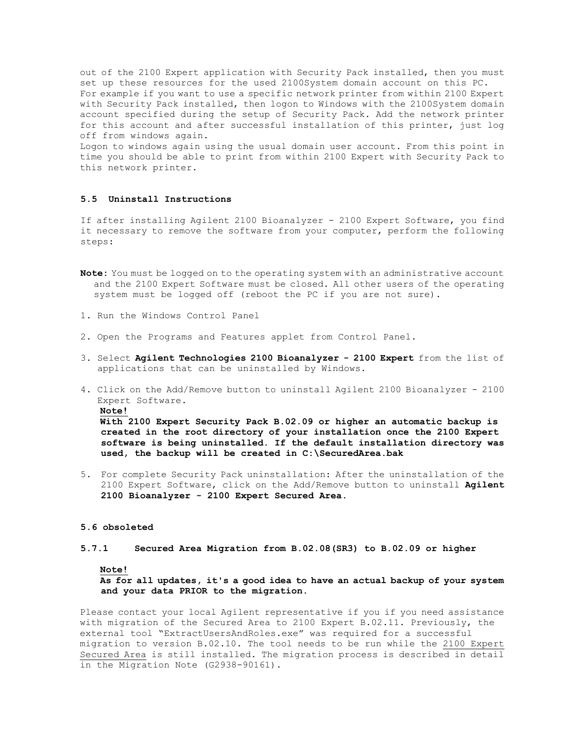out of the 2100 Expert application with Security Pack installed, then you must set up these resources for the used 2100System domain account on this PC.
For example if you want to use a specific network printer from within 2100 Expert with Security Pack installed, then logon to Windows with the 2100System domain account specified during the setup of Security Pack. Add the network printer for this account and after successful installation of this printer, just log off from windows again.
Logon to windows again using the usual domain user account. From this point in time you should be able to print from within 2100 Expert with Security Pack to this network printer.

### 5.5 Uninstall Instructions

If after installing Agilent 2100 Bioanalyzer - 2100 Expert Software, you find it necessary to remove the software from your computer, perform the following steps:

**Note:** You must be logged on to the operating system with an administrative account and the 2100 Expert Software must be closed. All other users of the operating system must be logged off (reboot the PC if you are not sure).

1. Run the Windows Control Panel
2. Open the Programs and Features applet from Control Panel.
3. Select **Agilent Technologies 2100 Bioanalyzer - 2100 Expert** from the list of applications that can be uninstalled by Windows.
4. Click on the Add/Remove button to uninstall Agilent 2100 Bioanalyzer - 2100 Expert Software.
   **Note!**
   **With 2100 Expert Security Pack B.02.09 or higher an automatic backup is created in the root directory of your installation once the 2100 Expert software is being uninstalled. If the default installation directory was used, the backup will be created in C:\SecuredArea.bak**
5. For complete Security Pack uninstallation: After the uninstallation of the 2100 Expert Software, click on the Add/Remove button to uninstall **Agilent 2100 Bioanalyzer - 2100 Expert Secured Area.**

### 5.6 obsoleted

#### 5.7.1 Secured Area Migration from B.02.08(SR3) to B.02.09 or higher

**Note!**
**As for all updates, it's a good idea to have an actual backup of your system and your data PRIOR to the migration.**

Please contact your local Agilent representative if you if you need assistance with migration of the Secured Area to 2100 Expert B.02.11. Previously, the external tool “ExtractUsersAndRoles.exe” was required for a successful migration to version B.02.10. The tool needs to be run while the 2100 Expert Secured Area is still installed. The migration process is described in detail in the Migration Note (G2938-90161).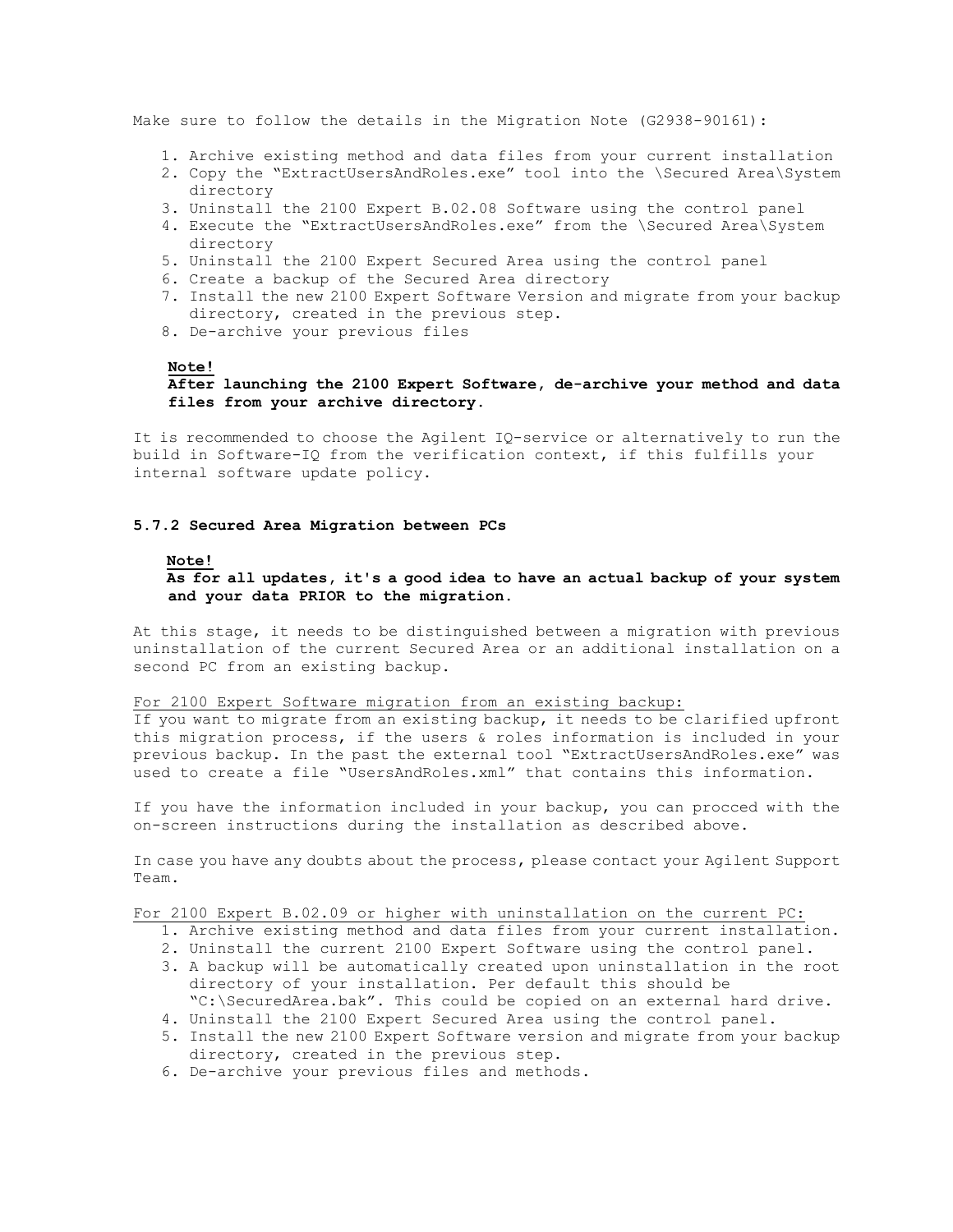Make sure to follow the details in the Migration Note (G2938-90161):

1. Archive existing method and data files from your current installation
2. Copy the “ExtractUsersAndRoles.exe” tool into the \Secured Area\System directory
3. Uninstall the 2100 Expert B.02.08 Software using the control panel
4. Execute the “ExtractUsersAndRoles.exe” from the \Secured Area\System directory
5. Uninstall the 2100 Expert Secured Area using the control panel
6. Create a backup of the Secured Area directory
7. Install the new 2100 Expert Software Version and migrate from your backup directory, created in the previous step.
8. De-archive your previous files

> **Note!**
> **After launching the 2100 Expert Software, de-archive your method and data files from your archive directory.**

It is recommended to choose the Agilent IQ-service or alternatively to run the build in Software-IQ from the verification context, if this fulfills your internal software update policy.

### 5.7.2 Secured Area Migration between PCs

> **Note!**
> **As for all updates, it's a good idea to have an actual backup of your system and your data PRIOR to the migration.**

At this stage, it needs to be distinguished between a migration with previous uninstallation of the current Secured Area or an additional installation on a second PC from an existing backup.

For 2100 Expert Software migration from an existing backup:
If you want to migrate from an existing backup, it needs to be clarified upfront this migration process, if the users & roles information is included in your previous backup. In the past the external tool “ExtractUsersAndRoles.exe” was used to create a file “UsersAndRoles.xml” that contains this information.

If you have the information included in your backup, you can procced with the on-screen instructions during the installation as described above.

In case you have any doubts about the process, please contact your Agilent Support Team.

For 2100 Expert B.02.09 or higher with uninstallation on the current PC:

1. Archive existing method and data files from your current installation.
2. Uninstall the current 2100 Expert Software using the control panel.
3. A backup will be automatically created upon uninstallation in the root directory of your installation. Per default this should be “C:\SecuredArea.bak”. This could be copied on an external hard drive.
4. Uninstall the 2100 Expert Secured Area using the control panel.
5. Install the new 2100 Expert Software version and migrate from your backup directory, created in the previous step.
6. De-archive your previous files and methods.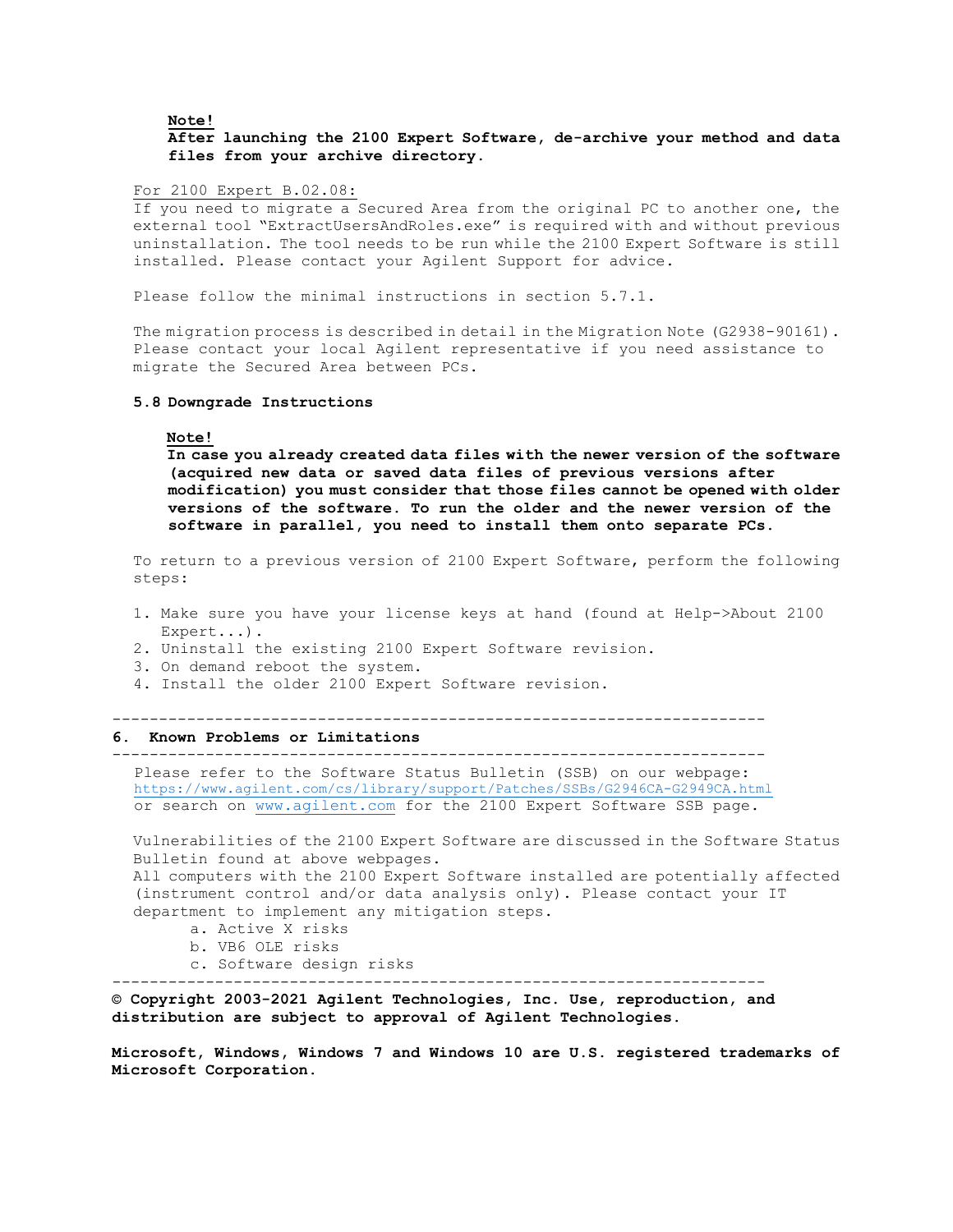**Note!**
**After launching the 2100 Expert Software, de-archive your method and data files from your archive directory.**

For 2100 Expert B.02.08:
If you need to migrate a Secured Area from the original PC to another one, the external tool "ExtractUsersAndRoles.exe" is required with and without previous uninstallation. The tool needs to be run while the 2100 Expert Software is still installed. Please contact your Agilent Support for advice.

Please follow the minimal instructions in section 5.7.1.

The migration process is described in detail in the Migration Note (G2938-90161). Please contact your local Agilent representative if you need assistance to migrate the Secured Area between PCs.

### 5.8 Downgrade Instructions

**Note!**
**In case you already created data files with the newer version of the software (acquired new data or saved data files of previous versions after modification) you must consider that those files cannot be opened with older versions of the software. To run the older and the newer version of the software in parallel, you need to install them onto separate PCs.**

To return to a previous version of 2100 Expert Software, perform the following steps:

1. Make sure you have your license keys at hand (found at Help->About 2100 Expert...).
2. Uninstall the existing 2100 Expert Software revision.
3. On demand reboot the system.
4. Install the older 2100 Expert Software revision.

---

## 6. Known Problems or Limitations

---

Please refer to the Software Status Bulletin (SSB) on our webpage:
https://www.agilent.com/cs/library/support/Patches/SSBs/G2946CA-G2949CA.html
or search on www.agilent.com for the 2100 Expert Software SSB page.

Vulnerabilities of the 2100 Expert Software are discussed in the Software Status Bulletin found at above webpages.
All computers with the 2100 Expert Software installed are potentially affected (instrument control and/or data analysis only). Please contact your IT department to implement any mitigation steps.

a. Active X risks
b. VB6 OLE risks
c. Software design risks

---

**© Copyright 2003-2021 Agilent Technologies, Inc. Use, reproduction, and distribution are subject to approval of Agilent Technologies.**

**Microsoft, Windows, Windows 7 and Windows 10 are U.S. registered trademarks of Microsoft Corporation.**